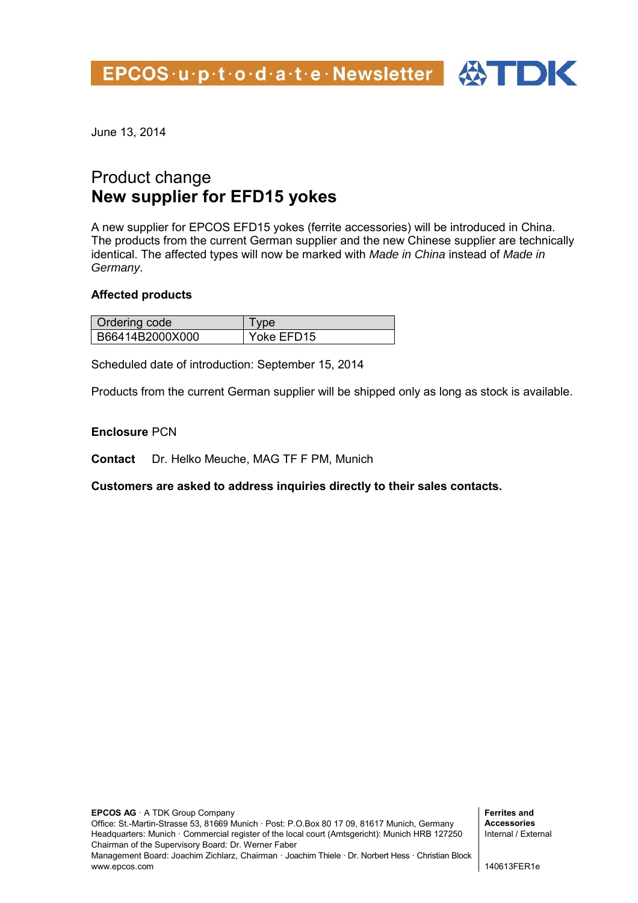EPCOS·u·p·t·o·d·a·t·e·Newsletter TDK

June 13, 2014

# Product change
# **New supplier for EFD15 yokes**

A new supplier for EPCOS EFD15 yokes (ferrite accessories) will be introduced in China. The products from the current German supplier and the new Chinese supplier are technically identical. The affected types will now be marked with *Made in China* instead of *Made in Germany*.

**Affected products**

| Ordering code | Type |
| --- | --- |
| B66414B2000X000 | Yoke EFD15 |

Scheduled date of introduction: September 15, 2014

Products from the current German supplier will be shipped only as long as stock is available.

**Enclosure** PCN

**Contact** Dr. Helko Meuche, MAG TF F PM, Munich

**Customers are asked to address inquiries directly to their sales contacts.**

**EPCOS AG** · A TDK Group Company
Office: St.-Martin-Strasse 53, 81669 Munich · Post: P.O.Box 80 17 09, 81617 Munich, Germany
Headquarters: Munich · Commercial register of the local court (Amtsgericht): Munich HRB 127250
Chairman of the Supervisory Board: Dr. Werner Faber
Management Board: Joachim Zichlarz, Chairman · Joachim Thiele · Dr. Norbert Hess · Christian Block
www.epcos.com

**Ferrites and Accessories**
Internal / External

140613FER1e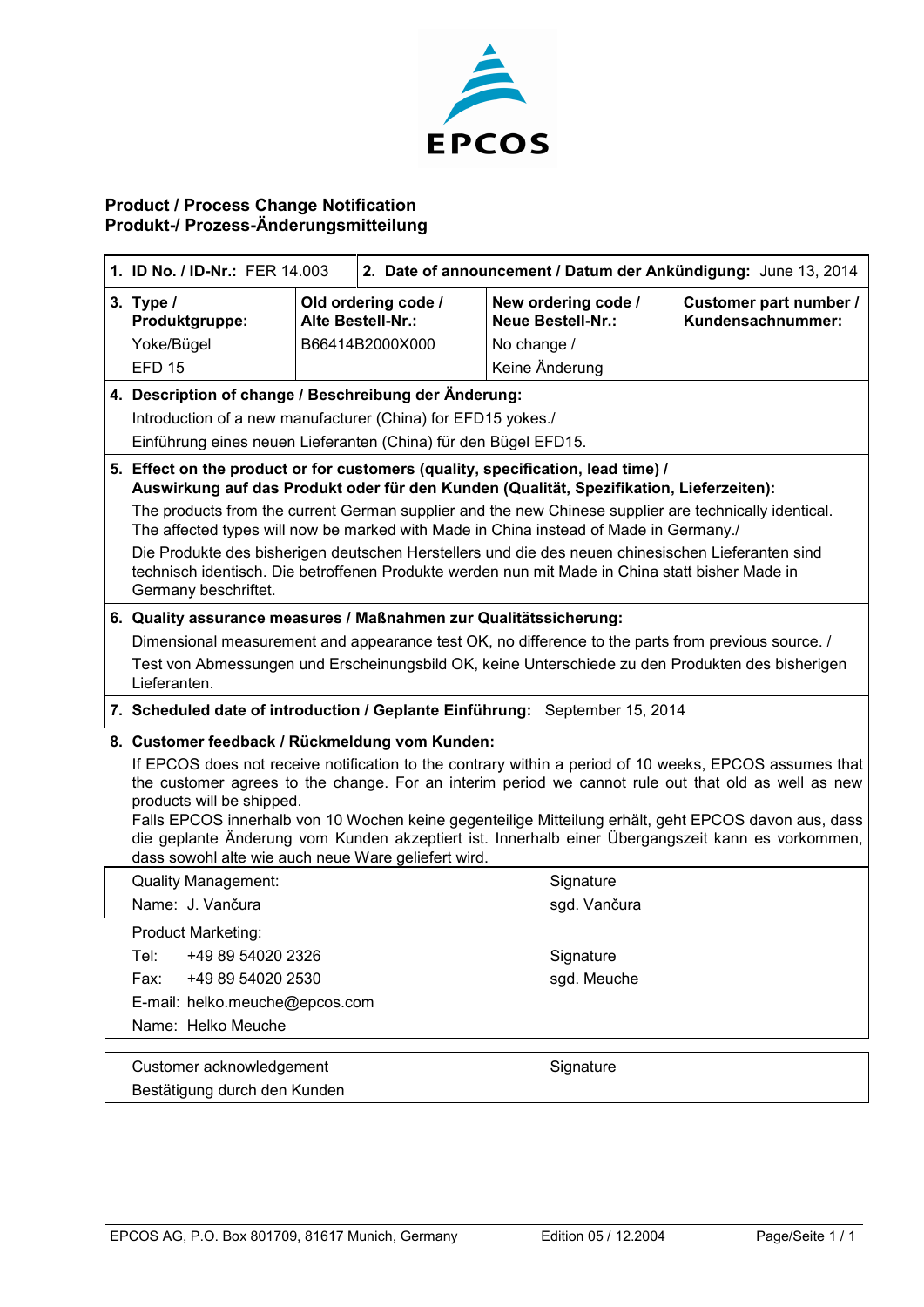EPCOS

## Product / Process Change Notification
## Produkt-/ Prozess-Änderungsmitteilung

| | | | |
|---|---|---|---|
| **1. ID No. / ID-Nr.:** FER 14.003 | **2. Date of announcement / Datum der Ankündigung:** June 13, 2014 | | |
| **3. Type / Produktgruppe:** Yoke/Bügel EFD 15 | **Old ordering code / Alte Bestell-Nr.:** B66414B2000X000 | **New ordering code / Neue Bestell-Nr.:** No change / Keine Änderung | **Customer part number / Kundensachnummer:** |

**4. Description of change / Beschreibung der Änderung:**

Introduction of a new manufacturer (China) for EFD15 yokes./

Einführung eines neuen Lieferanten (China) für den Bügel EFD15.

**5. Effect on the product or for customers (quality, specification, lead time) / Auswirkung auf das Produkt oder für den Kunden (Qualität, Spezifikation, Lieferzeiten):**

The products from the current German supplier and the new Chinese supplier are technically identical. The affected types will now be marked with Made in China instead of Made in Germany./

Die Produkte des bisherigen deutschen Herstellers und die des neuen chinesischen Lieferanten sind technisch identisch. Die betroffenen Produkte werden nun mit Made in China statt bisher Made in Germany beschriftet.

**6. Quality assurance measures / Maßnahmen zur Qualitätssicherung:**

Dimensional measurement and appearance test OK, no difference to the parts from previous source. /

Test von Abmessungen und Erscheinungsbild OK, keine Unterschiede zu den Produkten des bisherigen Lieferanten.

**7. Scheduled date of introduction / Geplante Einführung:** September 15, 2014

**8. Customer feedback / Rückmeldung vom Kunden:**

If EPCOS does not receive notification to the contrary within a period of 10 weeks, EPCOS assumes that the customer agrees to the change. For an interim period we cannot rule out that old as well as new products will be shipped.

Falls EPCOS innerhalb von 10 Wochen keine gegenteilige Mitteilung erhält, geht EPCOS davon aus, dass die geplante Änderung vom Kunden akzeptiert ist. Innerhalb einer Übergangszeit kann es vorkommen, dass sowohl alte wie auch neue Ware geliefert wird.

| | |
|---|---|
| Quality Management:<br>Name: J. Vančura | Signature<br>sgd. Vančura |
| Product Marketing:<br>Tel: +49 89 54020 2326<br>Fax: +49 89 54020 2530<br>E-mail: helko.meuche@epcos.com<br>Name: Helko Meuche | Signature<br>sgd. Meuche |

| | |
|---|---|
| Customer acknowledgement<br>Bestätigung durch den Kunden | Signature |

EPCOS AG, P.O. Box 801709, 81617 Munich, Germany    Edition 05 / 12.2004